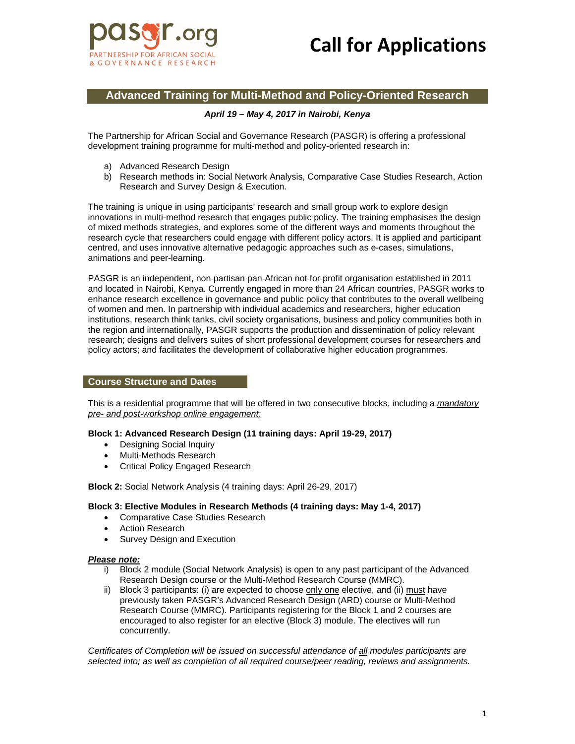pasgr.org
PARTNERSHIP FOR AFRICAN SOCIAL & GOVERNANCE RESEARCH

# Call for Applications

## Advanced Training for Multi-Method and Policy-Oriented Research

***April 19 – May 4, 2017 in Nairobi, Kenya***

The Partnership for African Social and Governance Research (PASGR) is offering a professional development training programme for multi-method and policy-oriented research in:

a) Advanced Research Design
b) Research methods in: Social Network Analysis, Comparative Case Studies Research, Action Research and Survey Design & Execution.

The training is unique in using participants' research and small group work to explore design innovations in multi-method research that engages public policy. The training emphasises the design of mixed methods strategies, and explores some of the different ways and moments throughout the research cycle that researchers could engage with different policy actors. It is applied and participant centred, and uses innovative alternative pedagogic approaches such as e-cases, simulations, animations and peer-learning.

PASGR is an independent, non-partisan pan-African not-for-profit organisation established in 2011 and located in Nairobi, Kenya. Currently engaged in more than 24 African countries, PASGR works to enhance research excellence in governance and public policy that contributes to the overall wellbeing of women and men. In partnership with individual academics and researchers, higher education institutions, research think tanks, civil society organisations, business and policy communities both in the region and internationally, PASGR supports the production and dissemination of policy relevant research; designs and delivers suites of short professional development courses for researchers and policy actors; and facilitates the development of collaborative higher education programmes.

## Course Structure and Dates

This is a residential programme that will be offered in two consecutive blocks, including a *mandatory pre- and post-workshop online engagement:*

**Block 1: Advanced Research Design (11 training days: April 19-29, 2017)**

- Designing Social Inquiry
- Multi-Methods Research
- Critical Policy Engaged Research

**Block 2:** Social Network Analysis (4 training days: April 26-29, 2017)

**Block 3: Elective Modules in Research Methods (4 training days: May 1-4, 2017)**

- Comparative Case Studies Research
- Action Research
- Survey Design and Execution

***Please note:***

i) Block 2 module (Social Network Analysis) is open to any past participant of the Advanced Research Design course or the Multi-Method Research Course (MMRC).
ii) Block 3 participants: (i) are expected to choose only one elective, and (ii) must have previously taken PASGR's Advanced Research Design (ARD) course or Multi-Method Research Course (MMRC). Participants registering for the Block 1 and 2 courses are encouraged to also register for an elective (Block 3) module. The electives will run concurrently.

*Certificates of Completion will be issued on successful attendance of all modules participants are selected into; as well as completion of all required course/peer reading, reviews and assignments.*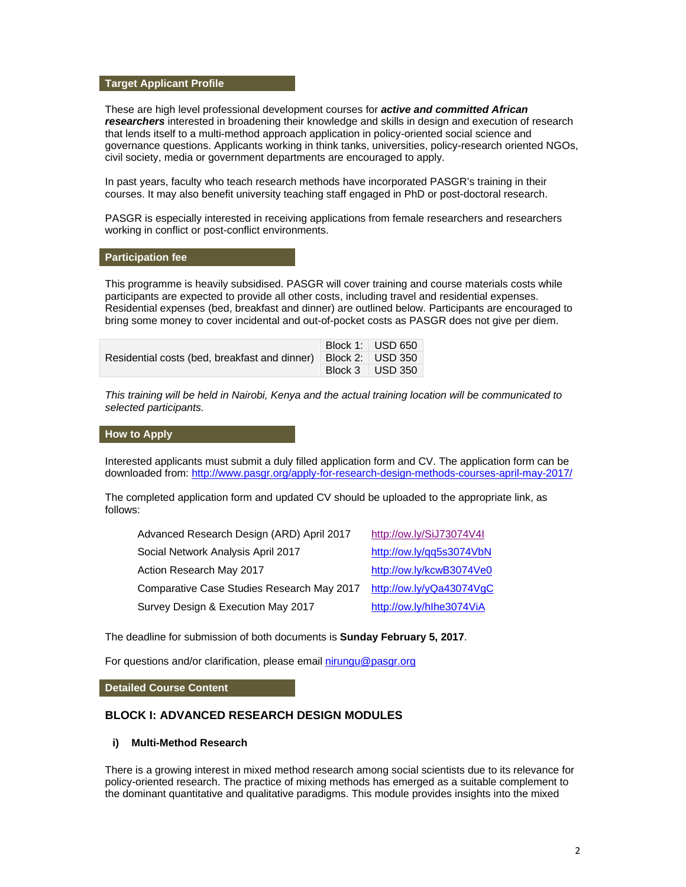## Target Applicant Profile

These are high level professional development courses for ***active and committed African researchers*** interested in broadening their knowledge and skills in design and execution of research that lends itself to a multi-method approach application in policy-oriented social science and governance questions. Applicants working in think tanks, universities, policy-research oriented NGOs, civil society, media or government departments are encouraged to apply.

In past years, faculty who teach research methods have incorporated PASGR's training in their courses. It may also benefit university teaching staff engaged in PhD or post-doctoral research.

PASGR is especially interested in receiving applications from female researchers and researchers working in conflict or post-conflict environments.

## Participation fee

This programme is heavily subsidised. PASGR will cover training and course materials costs while participants are expected to provide all other costs, including travel and residential expenses. Residential expenses (bed, breakfast and dinner) are outlined below. Participants are encouraged to bring some money to cover incidental and out-of-pocket costs as PASGR does not give per diem.

| | | |
|---|---|---|
| Residential costs (bed, breakfast and dinner) | Block 1: | USD 650 |
| | Block 2: | USD 350 |
| | Block 3 | USD 350 |

*This training will be held in Nairobi, Kenya and the actual training location will be communicated to selected participants.*

## How to Apply

Interested applicants must submit a duly filled application form and CV. The application form can be downloaded from: http://www.pasgr.org/apply-for-research-design-methods-courses-april-may-2017/

The completed application form and updated CV should be uploaded to the appropriate link, as follows:

| | |
|---|---|
| Advanced Research Design (ARD) April 2017 | http://ow.ly/SiJ73074V4I |
| Social Network Analysis April 2017 | http://ow.ly/qq5s3074VbN |
| Action Research May 2017 | http://ow.ly/kcwB3074Ve0 |
| Comparative Case Studies Research May 2017 | http://ow.ly/yQa43074VgC |
| Survey Design & Execution May 2017 | http://ow.ly/hIhe3074ViA |

The deadline for submission of both documents is **Sunday February 5, 2017**.

For questions and/or clarification, please email nirungu@pasgr.org

## Detailed Course Content

### BLOCK I: ADVANCED RESEARCH DESIGN MODULES

#### i) Multi-Method Research

There is a growing interest in mixed method research among social scientists due to its relevance for policy-oriented research. The practice of mixing methods has emerged as a suitable complement to the dominant quantitative and qualitative paradigms. This module provides insights into the mixed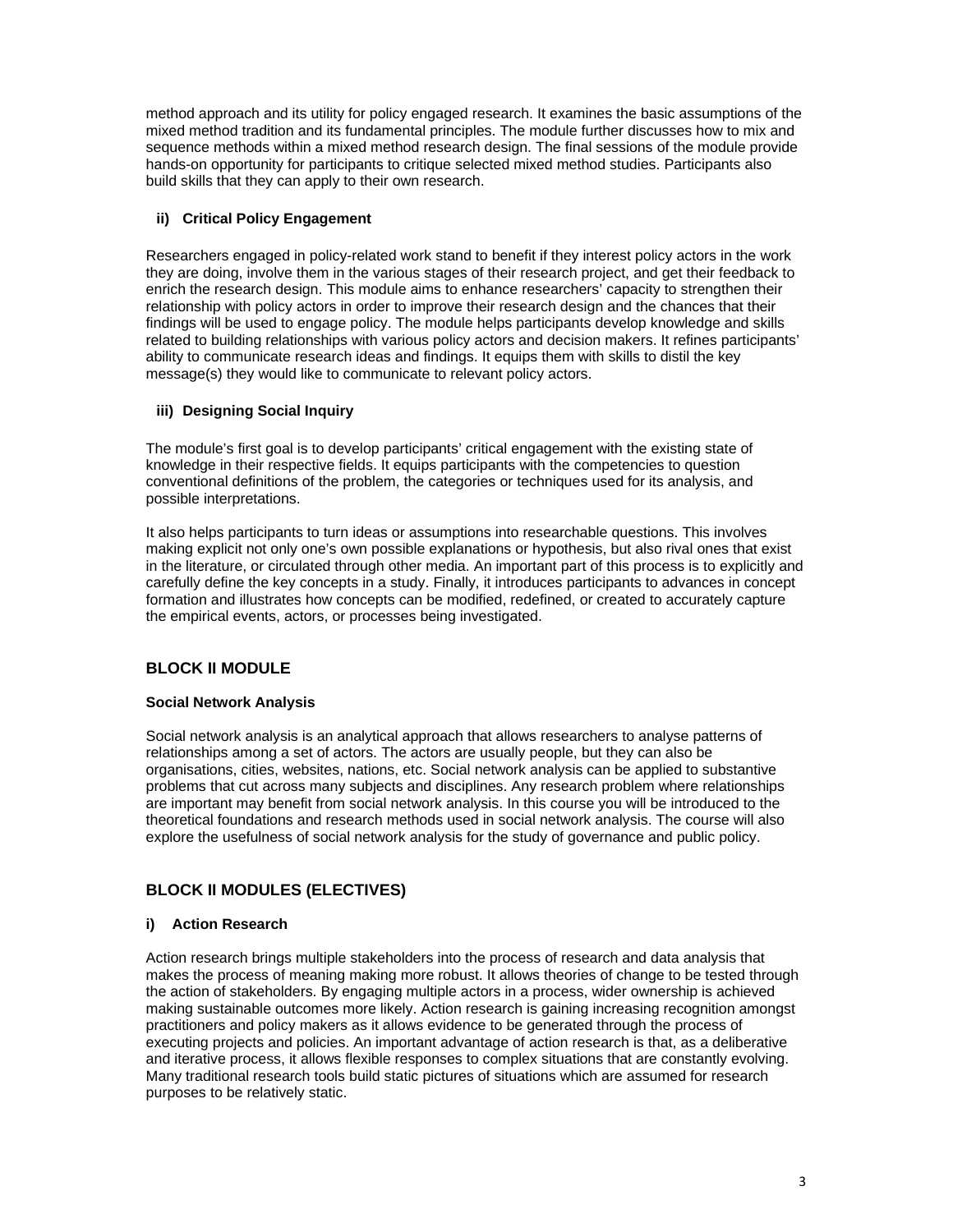method approach and its utility for policy engaged research. It examines the basic assumptions of the mixed method tradition and its fundamental principles. The module further discusses how to mix and sequence methods within a mixed method research design. The final sessions of the module provide hands-on opportunity for participants to critique selected mixed method studies. Participants also build skills that they can apply to their own research.

#### ii) Critical Policy Engagement

Researchers engaged in policy-related work stand to benefit if they interest policy actors in the work they are doing, involve them in the various stages of their research project, and get their feedback to enrich the research design. This module aims to enhance researchers' capacity to strengthen their relationship with policy actors in order to improve their research design and the chances that their findings will be used to engage policy. The module helps participants develop knowledge and skills related to building relationships with various policy actors and decision makers. It refines participants' ability to communicate research ideas and findings. It equips them with skills to distil the key message(s) they would like to communicate to relevant policy actors.

#### iii) Designing Social Inquiry

The module's first goal is to develop participants' critical engagement with the existing state of knowledge in their respective fields. It equips participants with the competencies to question conventional definitions of the problem, the categories or techniques used for its analysis, and possible interpretations.

It also helps participants to turn ideas or assumptions into researchable questions. This involves making explicit not only one's own possible explanations or hypothesis, but also rival ones that exist in the literature, or circulated through other media. An important part of this process is to explicitly and carefully define the key concepts in a study. Finally, it introduces participants to advances in concept formation and illustrates how concepts can be modified, redefined, or created to accurately capture the empirical events, actors, or processes being investigated.

## BLOCK II MODULE

#### Social Network Analysis

Social network analysis is an analytical approach that allows researchers to analyse patterns of relationships among a set of actors. The actors are usually people, but they can also be organisations, cities, websites, nations, etc. Social network analysis can be applied to substantive problems that cut across many subjects and disciplines. Any research problem where relationships are important may benefit from social network analysis. In this course you will be introduced to the theoretical foundations and research methods used in social network analysis. The course will also explore the usefulness of social network analysis for the study of governance and public policy.

## BLOCK II MODULES (ELECTIVES)

#### i) Action Research

Action research brings multiple stakeholders into the process of research and data analysis that makes the process of meaning making more robust. It allows theories of change to be tested through the action of stakeholders. By engaging multiple actors in a process, wider ownership is achieved making sustainable outcomes more likely. Action research is gaining increasing recognition amongst practitioners and policy makers as it allows evidence to be generated through the process of executing projects and policies. An important advantage of action research is that, as a deliberative and iterative process, it allows flexible responses to complex situations that are constantly evolving. Many traditional research tools build static pictures of situations which are assumed for research purposes to be relatively static.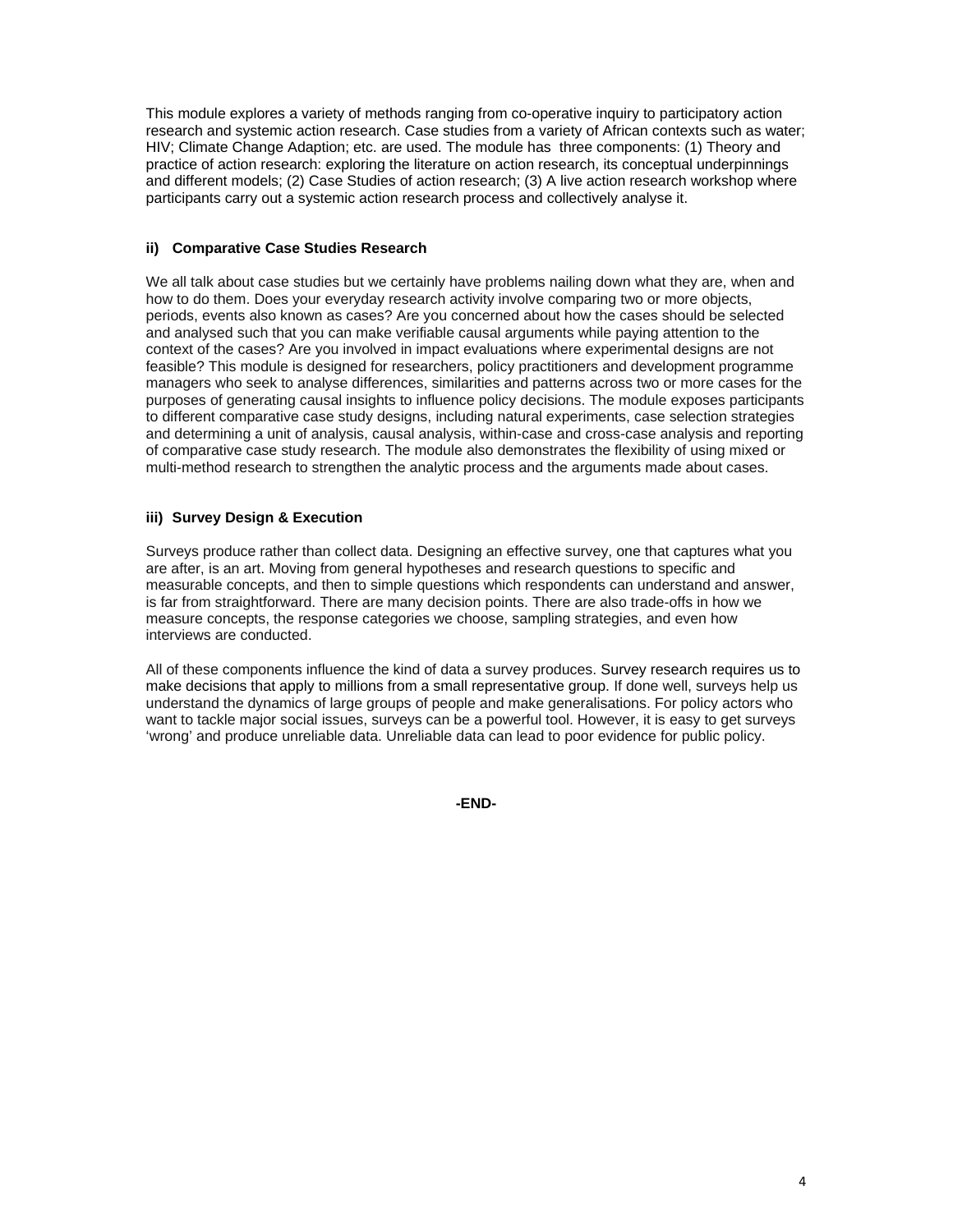This module explores a variety of methods ranging from co-operative inquiry to participatory action research and systemic action research. Case studies from a variety of African contexts such as water; HIV; Climate Change Adaption; etc. are used. The module has three components: (1) Theory and practice of action research: exploring the literature on action research, its conceptual underpinnings and different models; (2) Case Studies of action research; (3) A live action research workshop where participants carry out a systemic action research process and collectively analyse it.

#### ii) Comparative Case Studies Research

We all talk about case studies but we certainly have problems nailing down what they are, when and how to do them. Does your everyday research activity involve comparing two or more objects, periods, events also known as cases? Are you concerned about how the cases should be selected and analysed such that you can make verifiable causal arguments while paying attention to the context of the cases? Are you involved in impact evaluations where experimental designs are not feasible? This module is designed for researchers, policy practitioners and development programme managers who seek to analyse differences, similarities and patterns across two or more cases for the purposes of generating causal insights to influence policy decisions. The module exposes participants to different comparative case study designs, including natural experiments, case selection strategies and determining a unit of analysis, causal analysis, within-case and cross-case analysis and reporting of comparative case study research. The module also demonstrates the flexibility of using mixed or multi-method research to strengthen the analytic process and the arguments made about cases.

#### iii) Survey Design & Execution

Surveys produce rather than collect data. Designing an effective survey, one that captures what you are after, is an art. Moving from general hypotheses and research questions to specific and measurable concepts, and then to simple questions which respondents can understand and answer, is far from straightforward. There are many decision points. There are also trade-offs in how we measure concepts, the response categories we choose, sampling strategies, and even how interviews are conducted.

All of these components influence the kind of data a survey produces. Survey research requires us to make decisions that apply to millions from a small representative group. If done well, surveys help us understand the dynamics of large groups of people and make generalisations. For policy actors who want to tackle major social issues, surveys can be a powerful tool. However, it is easy to get surveys 'wrong' and produce unreliable data. Unreliable data can lead to poor evidence for public policy.

**-END-**